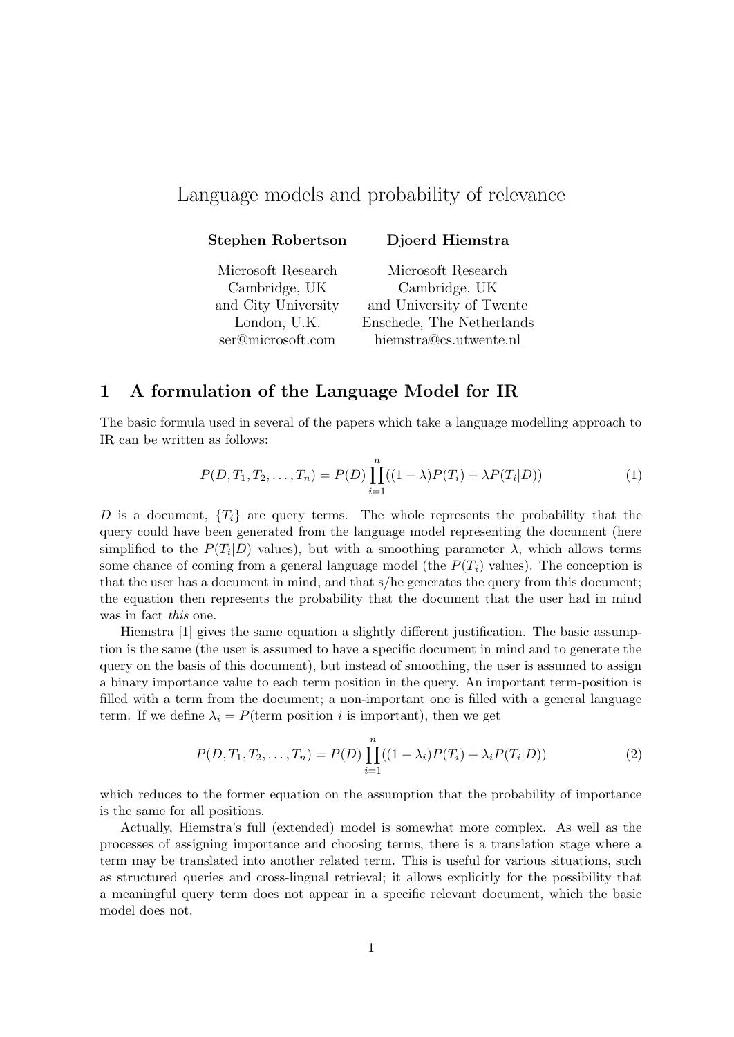# Language models and probability of relevance

**Stephen Robertson**

Microsoft Research
Cambridge, UK
and City University
London, U.K.
ser@microsoft.com

**Djoerd Hiemstra**

Microsoft Research
Cambridge, UK
and University of Twente
Enschede, The Netherlands
hiemstra@cs.utwente.nl

## 1 A formulation of the Language Model for IR

The basic formula used in several of the papers which take a language modelling approach to IR can be written as follows:

$$P(D, T_1, T_2, \ldots, T_n) = P(D) \prod_{i=1}^{n} ((1 - \lambda) P(T_i) + \lambda P(T_i|D)) \tag{1}$$

$D$ is a document, $\{T_i\}$ are query terms. The whole represents the probability that the query could have been generated from the language model representing the document (here simplified to the $P(T_i|D)$ values), but with a smoothing parameter $\lambda$, which allows terms some chance of coming from a general language model (the $P(T_i)$ values). The conception is that the user has a document in mind, and that s/he generates the query from this document; the equation then represents the probability that the document that the user had in mind was in fact *this* one.

Hiemstra [1] gives the same equation a slightly different justification. The basic assumption is the same (the user is assumed to have a specific document in mind and to generate the query on the basis of this document), but instead of smoothing, the user is assumed to assign a binary importance value to each term position in the query. An important term-position is filled with a term from the document; a non-important one is filled with a general language term. If we define $\lambda_i = P(\text{term position } i \text{ is important})$, then we get

$$P(D, T_1, T_2, \ldots, T_n) = P(D) \prod_{i=1}^{n} ((1 - \lambda_i) P(T_i) + \lambda_i P(T_i|D)) \tag{2}$$

which reduces to the former equation on the assumption that the probability of importance is the same for all positions.

Actually, Hiemstra's full (extended) model is somewhat more complex. As well as the processes of assigning importance and choosing terms, there is a translation stage where a term may be translated into another related term. This is useful for various situations, such as structured queries and cross-lingual retrieval; it allows explicitly for the possibility that a meaningful query term does not appear in a specific relevant document, which the basic model does not.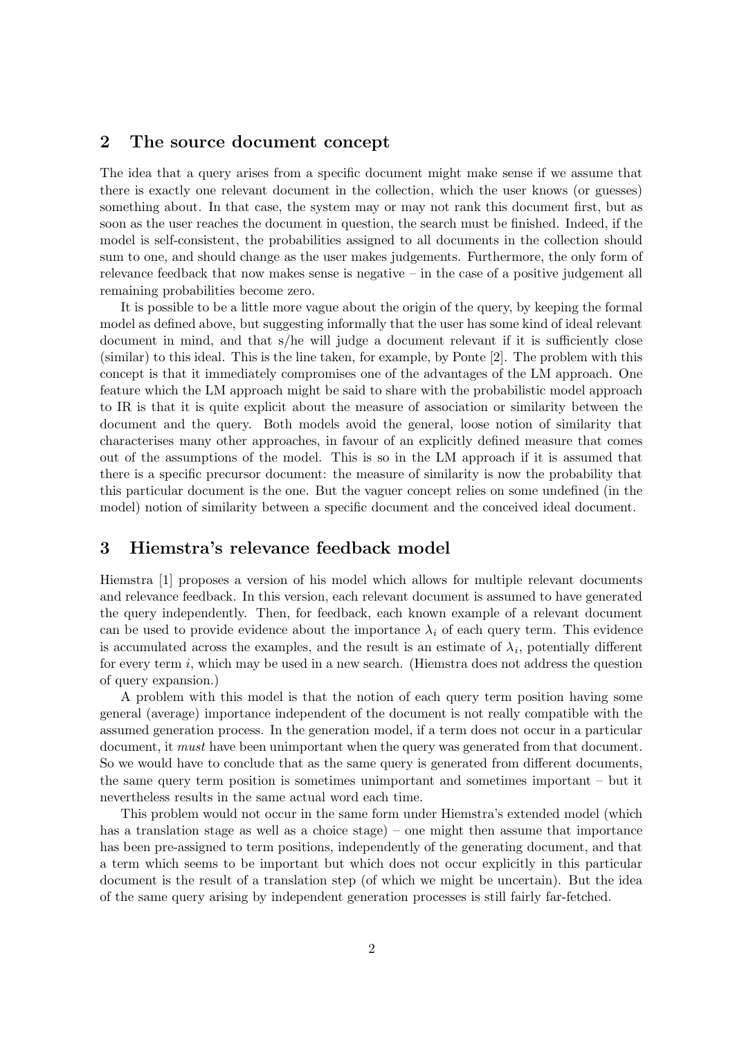## 2 The source document concept

The idea that a query arises from a specific document might make sense if we assume that there is exactly one relevant document in the collection, which the user knows (or guesses) something about. In that case, the system may or may not rank this document first, but as soon as the user reaches the document in question, the search must be finished. Indeed, if the model is self-consistent, the probabilities assigned to all documents in the collection should sum to one, and should change as the user makes judgements. Furthermore, the only form of relevance feedback that now makes sense is negative – in the case of a positive judgement all remaining probabilities become zero.

It is possible to be a little more vague about the origin of the query, by keeping the formal model as defined above, but suggesting informally that the user has some kind of ideal relevant document in mind, and that s/he will judge a document relevant if it is sufficiently close (similar) to this ideal. This is the line taken, for example, by Ponte [2]. The problem with this concept is that it immediately compromises one of the advantages of the LM approach. One feature which the LM approach might be said to share with the probabilistic model approach to IR is that it is quite explicit about the measure of association or similarity between the document and the query. Both models avoid the general, loose notion of similarity that characterises many other approaches, in favour of an explicitly defined measure that comes out of the assumptions of the model. This is so in the LM approach if it is assumed that there is a specific precursor document: the measure of similarity is now the probability that this particular document is the one. But the vaguer concept relies on some undefined (in the model) notion of similarity between a specific document and the conceived ideal document.

## 3 Hiemstra's relevance feedback model

Hiemstra [1] proposes a version of his model which allows for multiple relevant documents and relevance feedback. In this version, each relevant document is assumed to have generated the query independently. Then, for feedback, each known example of a relevant document can be used to provide evidence about the importance $\lambda_i$ of each query term. This evidence is accumulated across the examples, and the result is an estimate of $\lambda_i$, potentially different for every term $i$, which may be used in a new search. (Hiemstra does not address the question of query expansion.)

A problem with this model is that the notion of each query term position having some general (average) importance independent of the document is not really compatible with the assumed generation process. In the generation model, if a term does not occur in a particular document, it *must* have been unimportant when the query was generated from that document. So we would have to conclude that as the same query is generated from different documents, the same query term position is sometimes unimportant and sometimes important – but it nevertheless results in the same actual word each time.

This problem would not occur in the same form under Hiemstra's extended model (which has a translation stage as well as a choice stage) – one might then assume that importance has been pre-assigned to term positions, independently of the generating document, and that a term which seems to be important but which does not occur explicitly in this particular document is the result of a translation step (of which we might be uncertain). But the idea of the same query arising by independent generation processes is still fairly far-fetched.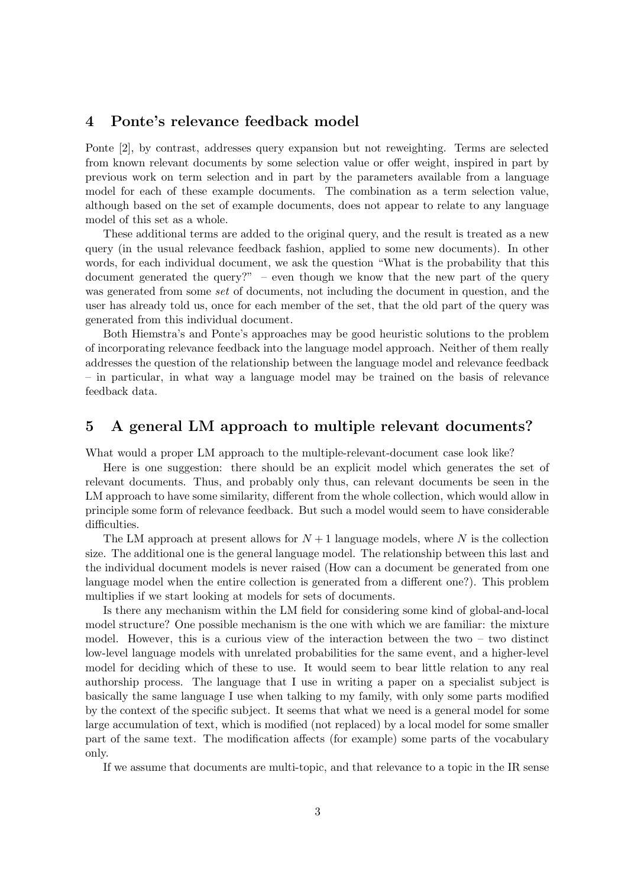## 4 Ponte's relevance feedback model

Ponte [2], by contrast, addresses query expansion but not reweighting. Terms are selected from known relevant documents by some selection value or offer weight, inspired in part by previous work on term selection and in part by the parameters available from a language model for each of these example documents. The combination as a term selection value, although based on the set of example documents, does not appear to relate to any language model of this set as a whole.

These additional terms are added to the original query, and the result is treated as a new query (in the usual relevance feedback fashion, applied to some new documents). In other words, for each individual document, we ask the question "What is the probability that this document generated the query?" – even though we know that the new part of the query was generated from some *set* of documents, not including the document in question, and the user has already told us, once for each member of the set, that the old part of the query was generated from this individual document.

Both Hiemstra's and Ponte's approaches may be good heuristic solutions to the problem of incorporating relevance feedback into the language model approach. Neither of them really addresses the question of the relationship between the language model and relevance feedback – in particular, in what way a language model may be trained on the basis of relevance feedback data.

## 5 A general LM approach to multiple relevant documents?

What would a proper LM approach to the multiple-relevant-document case look like?

Here is one suggestion: there should be an explicit model which generates the set of relevant documents. Thus, and probably only thus, can relevant documents be seen in the LM approach to have some similarity, different from the whole collection, which would allow in principle some form of relevance feedback. But such a model would seem to have considerable difficulties.

The LM approach at present allows for $N + 1$ language models, where $N$ is the collection size. The additional one is the general language model. The relationship between this last and the individual document models is never raised (How can a document be generated from one language model when the entire collection is generated from a different one?). This problem multiplies if we start looking at models for sets of documents.

Is there any mechanism within the LM field for considering some kind of global-and-local model structure? One possible mechanism is the one with which we are familiar: the mixture model. However, this is a curious view of the interaction between the two – two distinct low-level language models with unrelated probabilities for the same event, and a higher-level model for deciding which of these to use. It would seem to bear little relation to any real authorship process. The language that I use in writing a paper on a specialist subject is basically the same language I use when talking to my family, with only some parts modified by the context of the specific subject. It seems that what we need is a general model for some large accumulation of text, which is modified (not replaced) by a local model for some smaller part of the same text. The modification affects (for example) some parts of the vocabulary only.

If we assume that documents are multi-topic, and that relevance to a topic in the IR sense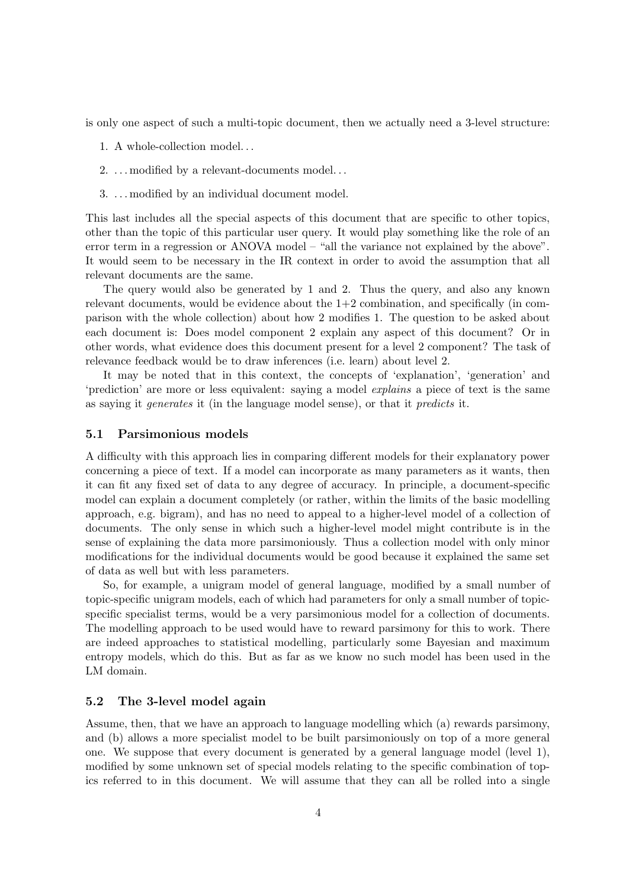is only one aspect of such a multi-topic document, then we actually need a 3-level structure:

1. A whole-collection model...
2. ...modified by a relevant-documents model...
3. ...modified by an individual document model.

This last includes all the special aspects of this document that are specific to other topics, other than the topic of this particular user query. It would play something like the role of an error term in a regression or ANOVA model – "all the variance not explained by the above". It would seem to be necessary in the IR context in order to avoid the assumption that all relevant documents are the same.

The query would also be generated by 1 and 2. Thus the query, and also any known relevant documents, would be evidence about the 1+2 combination, and specifically (in comparison with the whole collection) about how 2 modifies 1. The question to be asked about each document is: Does model component 2 explain any aspect of this document? Or in other words, what evidence does this document present for a level 2 component? The task of relevance feedback would be to draw inferences (i.e. learn) about level 2.

It may be noted that in this context, the concepts of 'explanation', 'generation' and 'prediction' are more or less equivalent: saying a model *explains* a piece of text is the same as saying it *generates* it (in the language model sense), or that it *predicts* it.

### 5.1 Parsimonious models

A difficulty with this approach lies in comparing different models for their explanatory power concerning a piece of text. If a model can incorporate as many parameters as it wants, then it can fit any fixed set of data to any degree of accuracy. In principle, a document-specific model can explain a document completely (or rather, within the limits of the basic modelling approach, e.g. bigram), and has no need to appeal to a higher-level model of a collection of documents. The only sense in which such a higher-level model might contribute is in the sense of explaining the data more parsimoniously. Thus a collection model with only minor modifications for the individual documents would be good because it explained the same set of data as well but with less parameters.

So, for example, a unigram model of general language, modified by a small number of topic-specific unigram models, each of which had parameters for only a small number of topic-specific specialist terms, would be a very parsimonious model for a collection of documents. The modelling approach to be used would have to reward parsimony for this to work. There are indeed approaches to statistical modelling, particularly some Bayesian and maximum entropy models, which do this. But as far as we know no such model has been used in the LM domain.

### 5.2 The 3-level model again

Assume, then, that we have an approach to language modelling which (a) rewards parsimony, and (b) allows a more specialist model to be built parsimoniously on top of a more general one. We suppose that every document is generated by a general language model (level 1), modified by some unknown set of special models relating to the specific combination of topics referred to in this document. We will assume that they can all be rolled into a single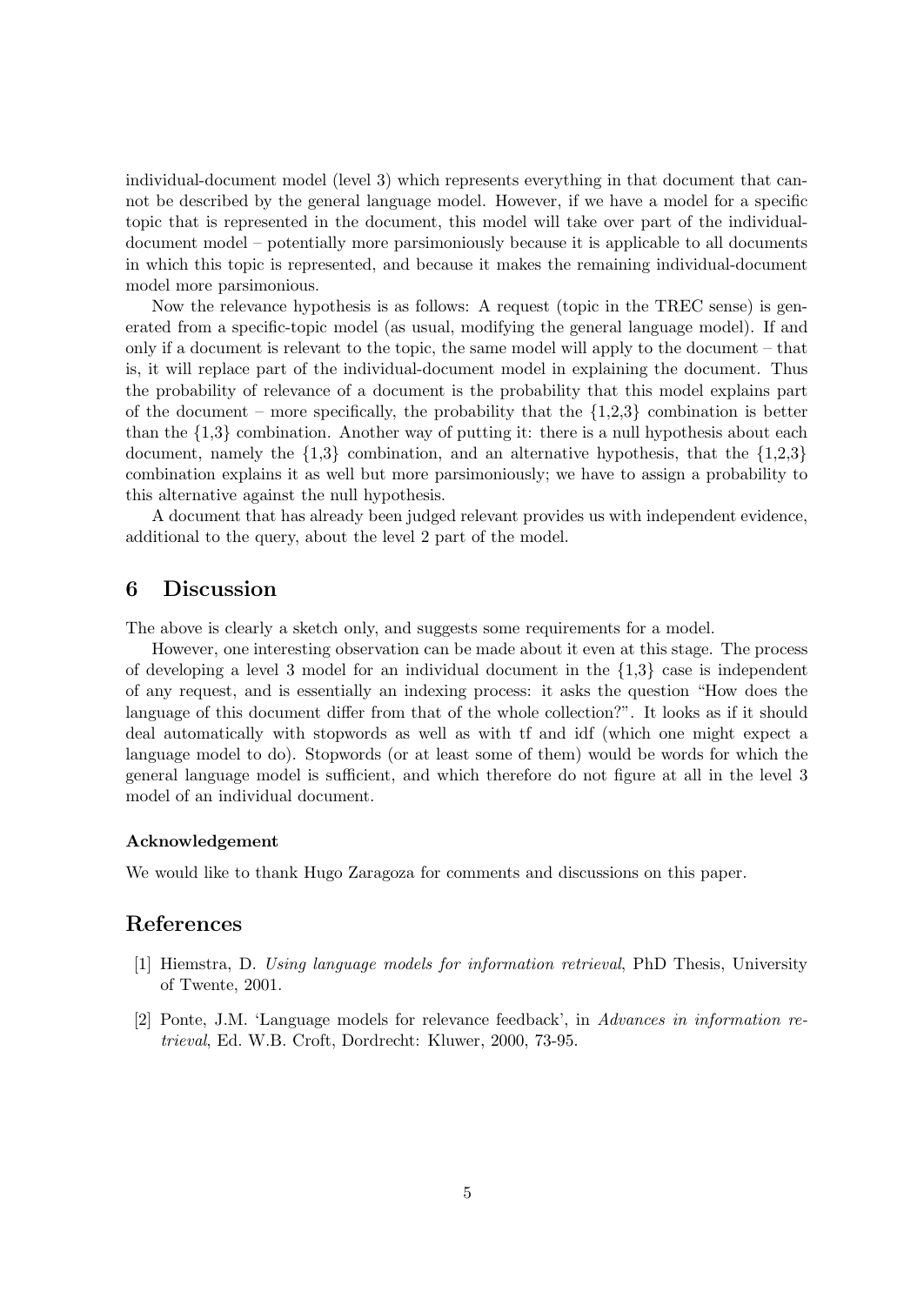individual-document model (level 3) which represents everything in that document that cannot be described by the general language model. However, if we have a model for a specific topic that is represented in the document, this model will take over part of the individual-document model – potentially more parsimoniously because it is applicable to all documents in which this topic is represented, and because it makes the remaining individual-document model more parsimonious.

Now the relevance hypothesis is as follows: A request (topic in the TREC sense) is generated from a specific-topic model (as usual, modifying the general language model). If and only if a document is relevant to the topic, the same model will apply to the document – that is, it will replace part of the individual-document model in explaining the document. Thus the probability of relevance of a document is the probability that this model explains part of the document – more specifically, the probability that the {1,2,3} combination is better than the {1,3} combination. Another way of putting it: there is a null hypothesis about each document, namely the {1,3} combination, and an alternative hypothesis, that the {1,2,3} combination explains it as well but more parsimoniously; we have to assign a probability to this alternative against the null hypothesis.

A document that has already been judged relevant provides us with independent evidence, additional to the query, about the level 2 part of the model.

## 6 Discussion

The above is clearly a sketch only, and suggests some requirements for a model.

However, one interesting observation can be made about it even at this stage. The process of developing a level 3 model for an individual document in the {1,3} case is independent of any request, and is essentially an indexing process: it asks the question "How does the language of this document differ from that of the whole collection?". It looks as if it should deal automatically with stopwords as well as with tf and idf (which one might expect a language model to do). Stopwords (or at least some of them) would be words for which the general language model is sufficient, and which therefore do not figure at all in the level 3 model of an individual document.

#### Acknowledgement

We would like to thank Hugo Zaragoza for comments and discussions on this paper.

## References

[1] Hiemstra, D. *Using language models for information retrieval*, PhD Thesis, University of Twente, 2001.

[2] Ponte, J.M. 'Language models for relevance feedback', in *Advances in information retrieval*, Ed. W.B. Croft, Dordrecht: Kluwer, 2000, 73-95.